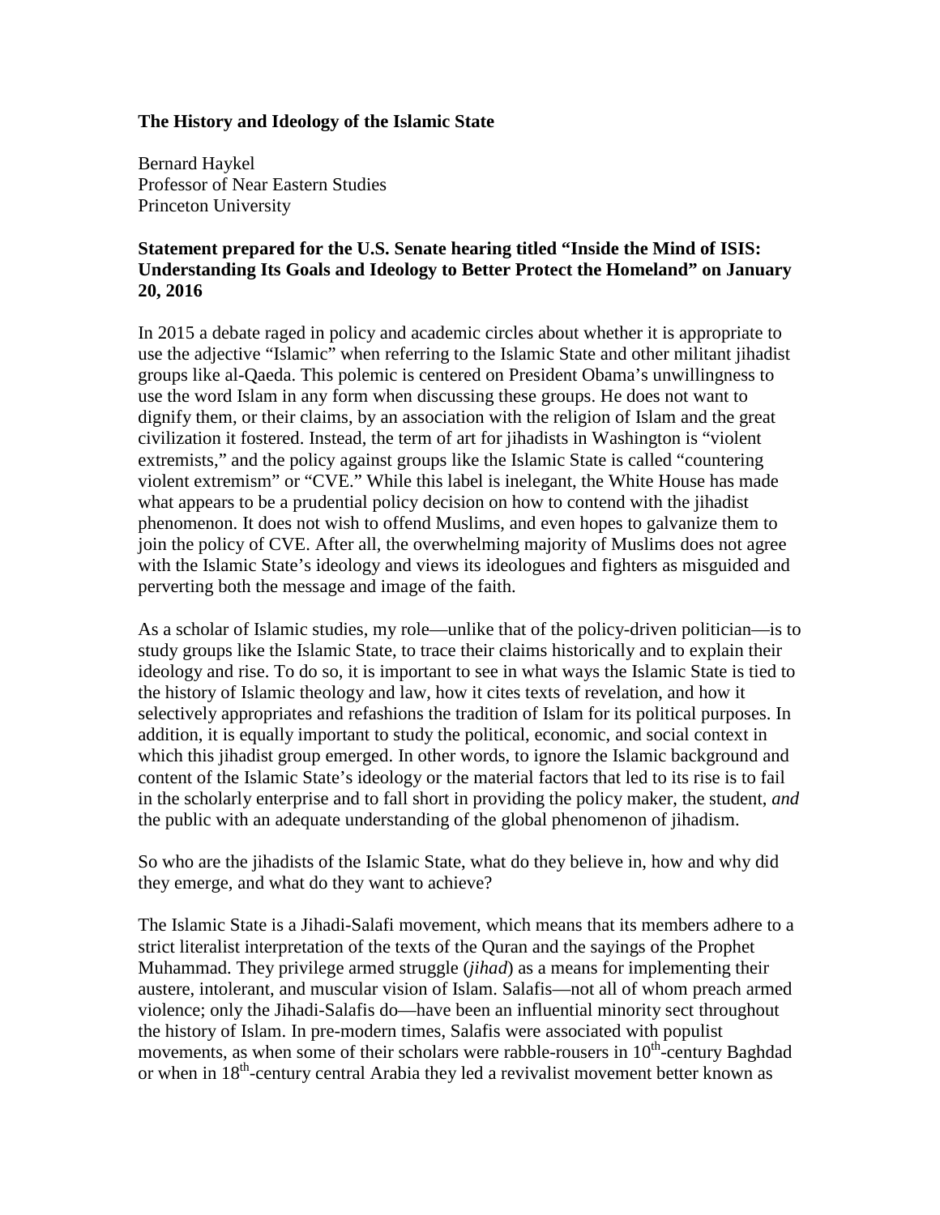**The History and Ideology of the Islamic State**

Bernard Haykel
Professor of Near Eastern Studies
Princeton University

**Statement prepared for the U.S. Senate hearing titled "Inside the Mind of ISIS: Understanding Its Goals and Ideology to Better Protect the Homeland" on January 20, 2016**

In 2015 a debate raged in policy and academic circles about whether it is appropriate to use the adjective "Islamic" when referring to the Islamic State and other militant jihadist groups like al-Qaeda. This polemic is centered on President Obama's unwillingness to use the word Islam in any form when discussing these groups. He does not want to dignify them, or their claims, by an association with the religion of Islam and the great civilization it fostered. Instead, the term of art for jihadists in Washington is "violent extremists," and the policy against groups like the Islamic State is called "countering violent extremism" or "CVE." While this label is inelegant, the White House has made what appears to be a prudential policy decision on how to contend with the jihadist phenomenon. It does not wish to offend Muslims, and even hopes to galvanize them to join the policy of CVE. After all, the overwhelming majority of Muslims does not agree with the Islamic State's ideology and views its ideologues and fighters as misguided and perverting both the message and image of the faith.

As a scholar of Islamic studies, my role—unlike that of the policy-driven politician—is to study groups like the Islamic State, to trace their claims historically and to explain their ideology and rise. To do so, it is important to see in what ways the Islamic State is tied to the history of Islamic theology and law, how it cites texts of revelation, and how it selectively appropriates and refashions the tradition of Islam for its political purposes. In addition, it is equally important to study the political, economic, and social context in which this jihadist group emerged. In other words, to ignore the Islamic background and content of the Islamic State's ideology or the material factors that led to its rise is to fail in the scholarly enterprise and to fall short in providing the policy maker, the student, *and* the public with an adequate understanding of the global phenomenon of jihadism.

So who are the jihadists of the Islamic State, what do they believe in, how and why did they emerge, and what do they want to achieve?

The Islamic State is a Jihadi-Salafi movement, which means that its members adhere to a strict literalist interpretation of the texts of the Quran and the sayings of the Prophet Muhammad. They privilege armed struggle (*jihad*) as a means for implementing their austere, intolerant, and muscular vision of Islam. Salafis—not all of whom preach armed violence; only the Jihadi-Salafis do—have been an influential minority sect throughout the history of Islam. In pre-modern times, Salafis were associated with populist movements, as when some of their scholars were rabble-rousers in 10th-century Baghdad or when in 18th-century central Arabia they led a revivalist movement better known as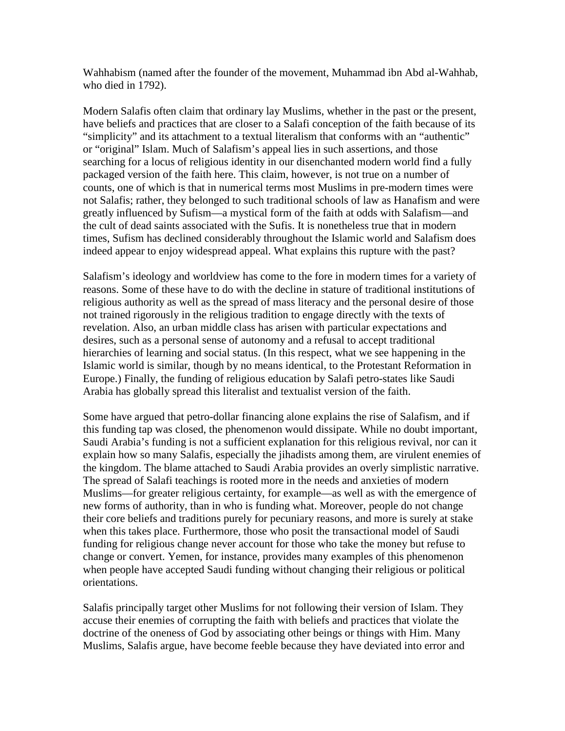Wahhabism (named after the founder of the movement, Muhammad ibn Abd al-Wahhab, who died in 1792).

Modern Salafis often claim that ordinary lay Muslims, whether in the past or the present, have beliefs and practices that are closer to a Salafi conception of the faith because of its "simplicity" and its attachment to a textual literalism that conforms with an "authentic" or "original" Islam. Much of Salafism's appeal lies in such assertions, and those searching for a locus of religious identity in our disenchanted modern world find a fully packaged version of the faith here. This claim, however, is not true on a number of counts, one of which is that in numerical terms most Muslims in pre-modern times were not Salafis; rather, they belonged to such traditional schools of law as Hanafism and were greatly influenced by Sufism—a mystical form of the faith at odds with Salafism—and the cult of dead saints associated with the Sufis. It is nonetheless true that in modern times, Sufism has declined considerably throughout the Islamic world and Salafism does indeed appear to enjoy widespread appeal. What explains this rupture with the past?

Salafism's ideology and worldview has come to the fore in modern times for a variety of reasons. Some of these have to do with the decline in stature of traditional institutions of religious authority as well as the spread of mass literacy and the personal desire of those not trained rigorously in the religious tradition to engage directly with the texts of revelation. Also, an urban middle class has arisen with particular expectations and desires, such as a personal sense of autonomy and a refusal to accept traditional hierarchies of learning and social status. (In this respect, what we see happening in the Islamic world is similar, though by no means identical, to the Protestant Reformation in Europe.) Finally, the funding of religious education by Salafi petro-states like Saudi Arabia has globally spread this literalist and textualist version of the faith.

Some have argued that petro-dollar financing alone explains the rise of Salafism, and if this funding tap was closed, the phenomenon would dissipate. While no doubt important, Saudi Arabia's funding is not a sufficient explanation for this religious revival, nor can it explain how so many Salafis, especially the jihadists among them, are virulent enemies of the kingdom. The blame attached to Saudi Arabia provides an overly simplistic narrative. The spread of Salafi teachings is rooted more in the needs and anxieties of modern Muslims—for greater religious certainty, for example—as well as with the emergence of new forms of authority, than in who is funding what. Moreover, people do not change their core beliefs and traditions purely for pecuniary reasons, and more is surely at stake when this takes place. Furthermore, those who posit the transactional model of Saudi funding for religious change never account for those who take the money but refuse to change or convert. Yemen, for instance, provides many examples of this phenomenon when people have accepted Saudi funding without changing their religious or political orientations.

Salafis principally target other Muslims for not following their version of Islam. They accuse their enemies of corrupting the faith with beliefs and practices that violate the doctrine of the oneness of God by associating other beings or things with Him. Many Muslims, Salafis argue, have become feeble because they have deviated into error and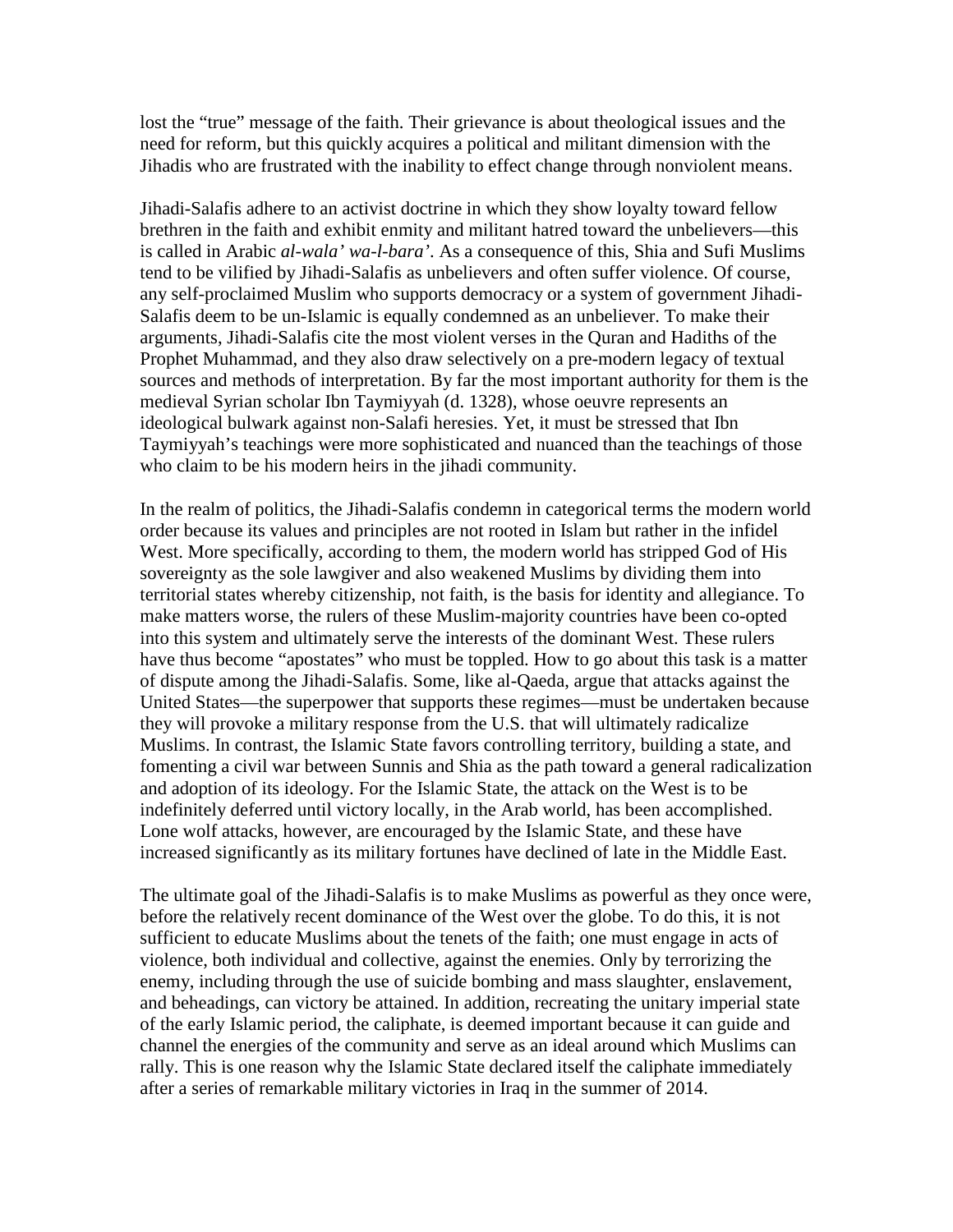lost the "true" message of the faith. Their grievance is about theological issues and the need for reform, but this quickly acquires a political and militant dimension with the Jihadis who are frustrated with the inability to effect change through nonviolent means.

Jihadi-Salafis adhere to an activist doctrine in which they show loyalty toward fellow brethren in the faith and exhibit enmity and militant hatred toward the unbelievers—this is called in Arabic *al-wala' wa-l-bara'*. As a consequence of this, Shia and Sufi Muslims tend to be vilified by Jihadi-Salafis as unbelievers and often suffer violence. Of course, any self-proclaimed Muslim who supports democracy or a system of government Jihadi-Salafis deem to be un-Islamic is equally condemned as an unbeliever. To make their arguments, Jihadi-Salafis cite the most violent verses in the Quran and Hadiths of the Prophet Muhammad, and they also draw selectively on a pre-modern legacy of textual sources and methods of interpretation. By far the most important authority for them is the medieval Syrian scholar Ibn Taymiyyah (d. 1328), whose oeuvre represents an ideological bulwark against non-Salafi heresies. Yet, it must be stressed that Ibn Taymiyyah's teachings were more sophisticated and nuanced than the teachings of those who claim to be his modern heirs in the jihadi community.

In the realm of politics, the Jihadi-Salafis condemn in categorical terms the modern world order because its values and principles are not rooted in Islam but rather in the infidel West. More specifically, according to them, the modern world has stripped God of His sovereignty as the sole lawgiver and also weakened Muslims by dividing them into territorial states whereby citizenship, not faith, is the basis for identity and allegiance. To make matters worse, the rulers of these Muslim-majority countries have been co-opted into this system and ultimately serve the interests of the dominant West. These rulers have thus become "apostates" who must be toppled. How to go about this task is a matter of dispute among the Jihadi-Salafis. Some, like al-Qaeda, argue that attacks against the United States—the superpower that supports these regimes—must be undertaken because they will provoke a military response from the U.S. that will ultimately radicalize Muslims. In contrast, the Islamic State favors controlling territory, building a state, and fomenting a civil war between Sunnis and Shia as the path toward a general radicalization and adoption of its ideology. For the Islamic State, the attack on the West is to be indefinitely deferred until victory locally, in the Arab world, has been accomplished. Lone wolf attacks, however, are encouraged by the Islamic State, and these have increased significantly as its military fortunes have declined of late in the Middle East.

The ultimate goal of the Jihadi-Salafis is to make Muslims as powerful as they once were, before the relatively recent dominance of the West over the globe. To do this, it is not sufficient to educate Muslims about the tenets of the faith; one must engage in acts of violence, both individual and collective, against the enemies. Only by terrorizing the enemy, including through the use of suicide bombing and mass slaughter, enslavement, and beheadings, can victory be attained. In addition, recreating the unitary imperial state of the early Islamic period, the caliphate, is deemed important because it can guide and channel the energies of the community and serve as an ideal around which Muslims can rally. This is one reason why the Islamic State declared itself the caliphate immediately after a series of remarkable military victories in Iraq in the summer of 2014.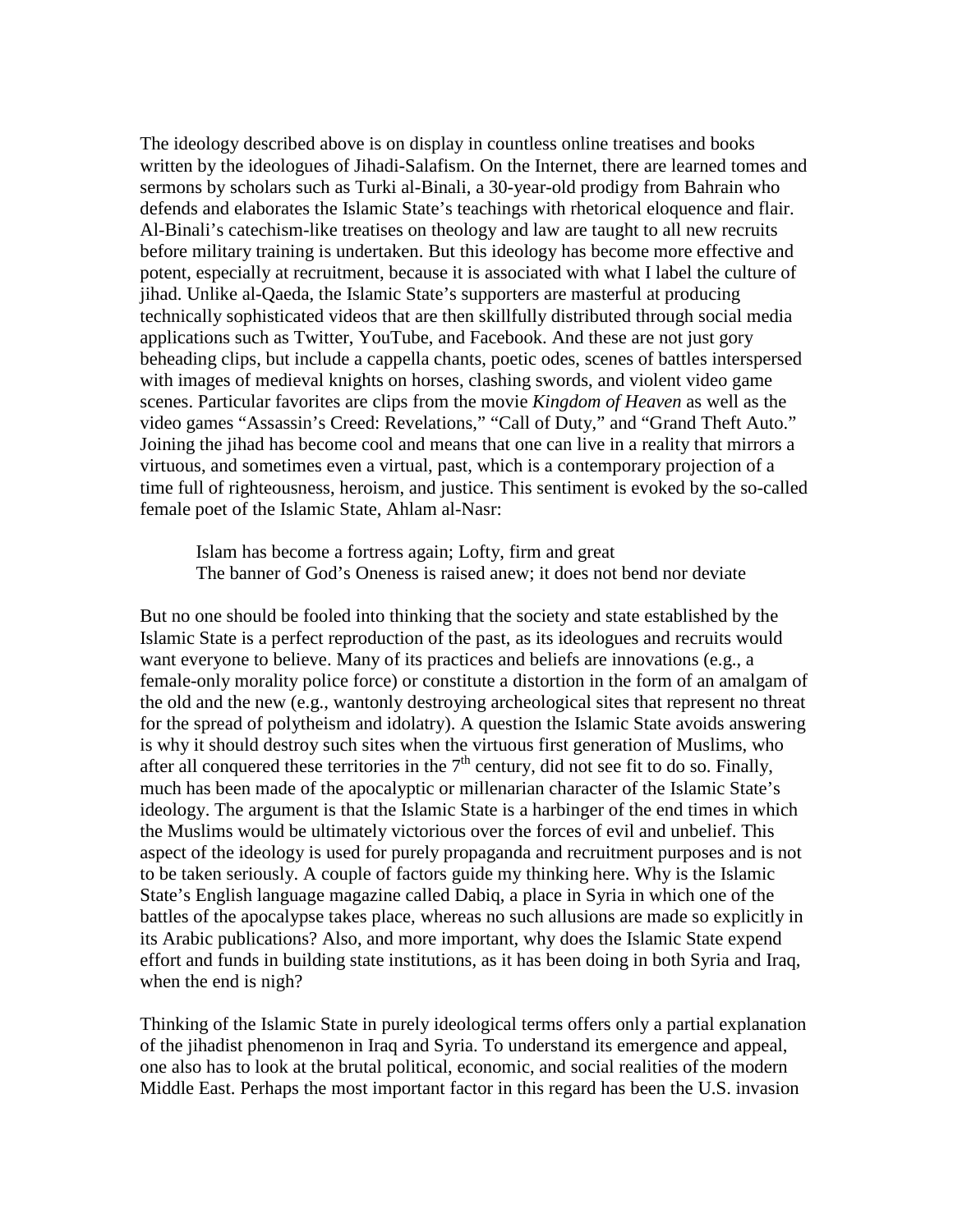The ideology described above is on display in countless online treatises and books written by the ideologues of Jihadi-Salafism. On the Internet, there are learned tomes and sermons by scholars such as Turki al-Binali, a 30-year-old prodigy from Bahrain who defends and elaborates the Islamic State's teachings with rhetorical eloquence and flair. Al-Binali's catechism-like treatises on theology and law are taught to all new recruits before military training is undertaken. But this ideology has become more effective and potent, especially at recruitment, because it is associated with what I label the culture of jihad. Unlike al-Qaeda, the Islamic State's supporters are masterful at producing technically sophisticated videos that are then skillfully distributed through social media applications such as Twitter, YouTube, and Facebook. And these are not just gory beheading clips, but include a cappella chants, poetic odes, scenes of battles interspersed with images of medieval knights on horses, clashing swords, and violent video game scenes. Particular favorites are clips from the movie *Kingdom of Heaven* as well as the video games "Assassin's Creed: Revelations," "Call of Duty," and "Grand Theft Auto." Joining the jihad has become cool and means that one can live in a reality that mirrors a virtuous, and sometimes even a virtual, past, which is a contemporary projection of a time full of righteousness, heroism, and justice. This sentiment is evoked by the so-called female poet of the Islamic State, Ahlam al-Nasr:

> Islam has become a fortress again; Lofty, firm and great
> The banner of God's Oneness is raised anew; it does not bend nor deviate

But no one should be fooled into thinking that the society and state established by the Islamic State is a perfect reproduction of the past, as its ideologues and recruits would want everyone to believe. Many of its practices and beliefs are innovations (e.g., a female-only morality police force) or constitute a distortion in the form of an amalgam of the old and the new (e.g., wantonly destroying archeological sites that represent no threat for the spread of polytheism and idolatry). A question the Islamic State avoids answering is why it should destroy such sites when the virtuous first generation of Muslims, who after all conquered these territories in the 7th century, did not see fit to do so. Finally, much has been made of the apocalyptic or millenarian character of the Islamic State's ideology. The argument is that the Islamic State is a harbinger of the end times in which the Muslims would be ultimately victorious over the forces of evil and unbelief. This aspect of the ideology is used for purely propaganda and recruitment purposes and is not to be taken seriously. A couple of factors guide my thinking here. Why is the Islamic State's English language magazine called Dabiq, a place in Syria in which one of the battles of the apocalypse takes place, whereas no such allusions are made so explicitly in its Arabic publications? Also, and more important, why does the Islamic State expend effort and funds in building state institutions, as it has been doing in both Syria and Iraq, when the end is nigh?

Thinking of the Islamic State in purely ideological terms offers only a partial explanation of the jihadist phenomenon in Iraq and Syria. To understand its emergence and appeal, one also has to look at the brutal political, economic, and social realities of the modern Middle East. Perhaps the most important factor in this regard has been the U.S. invasion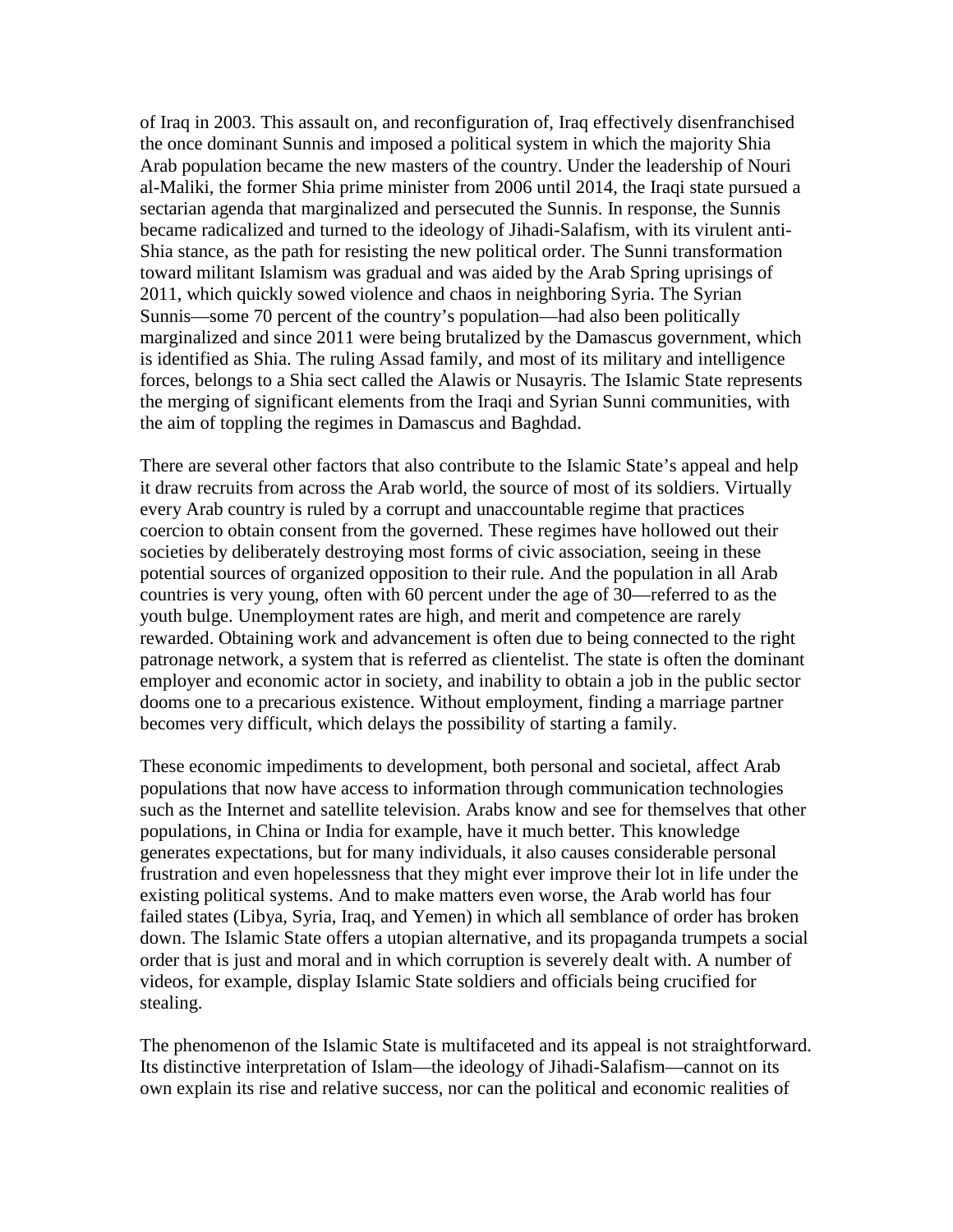of Iraq in 2003. This assault on, and reconfiguration of, Iraq effectively disenfranchised the once dominant Sunnis and imposed a political system in which the majority Shia Arab population became the new masters of the country. Under the leadership of Nouri al-Maliki, the former Shia prime minister from 2006 until 2014, the Iraqi state pursued a sectarian agenda that marginalized and persecuted the Sunnis. In response, the Sunnis became radicalized and turned to the ideology of Jihadi-Salafism, with its virulent anti-Shia stance, as the path for resisting the new political order. The Sunni transformation toward militant Islamism was gradual and was aided by the Arab Spring uprisings of 2011, which quickly sowed violence and chaos in neighboring Syria. The Syrian Sunnis—some 70 percent of the country's population—had also been politically marginalized and since 2011 were being brutalized by the Damascus government, which is identified as Shia. The ruling Assad family, and most of its military and intelligence forces, belongs to a Shia sect called the Alawis or Nusayris. The Islamic State represents the merging of significant elements from the Iraqi and Syrian Sunni communities, with the aim of toppling the regimes in Damascus and Baghdad.

There are several other factors that also contribute to the Islamic State's appeal and help it draw recruits from across the Arab world, the source of most of its soldiers. Virtually every Arab country is ruled by a corrupt and unaccountable regime that practices coercion to obtain consent from the governed. These regimes have hollowed out their societies by deliberately destroying most forms of civic association, seeing in these potential sources of organized opposition to their rule. And the population in all Arab countries is very young, often with 60 percent under the age of 30—referred to as the youth bulge. Unemployment rates are high, and merit and competence are rarely rewarded. Obtaining work and advancement is often due to being connected to the right patronage network, a system that is referred as clientelist. The state is often the dominant employer and economic actor in society, and inability to obtain a job in the public sector dooms one to a precarious existence. Without employment, finding a marriage partner becomes very difficult, which delays the possibility of starting a family.

These economic impediments to development, both personal and societal, affect Arab populations that now have access to information through communication technologies such as the Internet and satellite television. Arabs know and see for themselves that other populations, in China or India for example, have it much better. This knowledge generates expectations, but for many individuals, it also causes considerable personal frustration and even hopelessness that they might ever improve their lot in life under the existing political systems. And to make matters even worse, the Arab world has four failed states (Libya, Syria, Iraq, and Yemen) in which all semblance of order has broken down. The Islamic State offers a utopian alternative, and its propaganda trumpets a social order that is just and moral and in which corruption is severely dealt with. A number of videos, for example, display Islamic State soldiers and officials being crucified for stealing.

The phenomenon of the Islamic State is multifaceted and its appeal is not straightforward. Its distinctive interpretation of Islam—the ideology of Jihadi-Salafism—cannot on its own explain its rise and relative success, nor can the political and economic realities of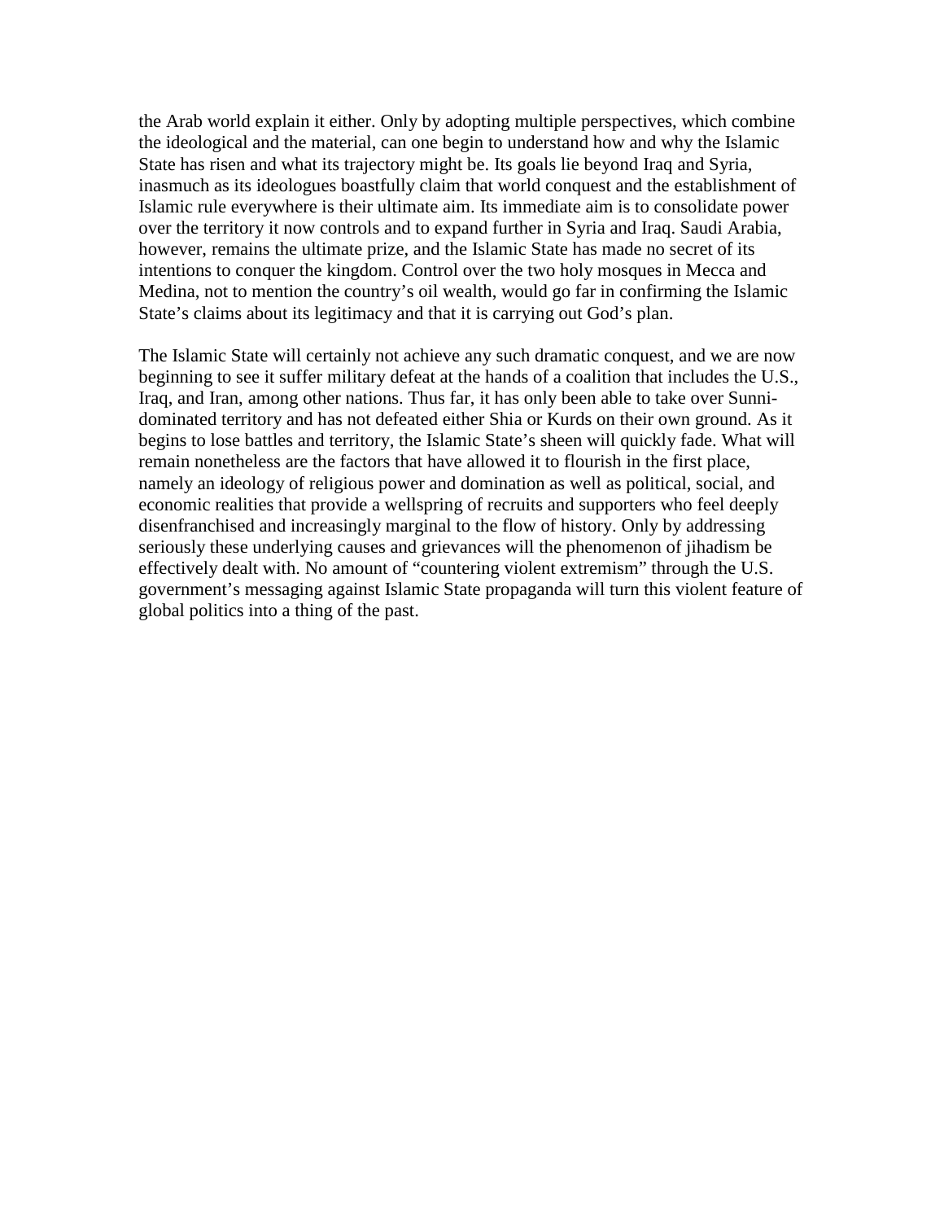the Arab world explain it either. Only by adopting multiple perspectives, which combine the ideological and the material, can one begin to understand how and why the Islamic State has risen and what its trajectory might be. Its goals lie beyond Iraq and Syria, inasmuch as its ideologues boastfully claim that world conquest and the establishment of Islamic rule everywhere is their ultimate aim. Its immediate aim is to consolidate power over the territory it now controls and to expand further in Syria and Iraq. Saudi Arabia, however, remains the ultimate prize, and the Islamic State has made no secret of its intentions to conquer the kingdom. Control over the two holy mosques in Mecca and Medina, not to mention the country's oil wealth, would go far in confirming the Islamic State's claims about its legitimacy and that it is carrying out God's plan.

The Islamic State will certainly not achieve any such dramatic conquest, and we are now beginning to see it suffer military defeat at the hands of a coalition that includes the U.S., Iraq, and Iran, among other nations. Thus far, it has only been able to take over Sunni-dominated territory and has not defeated either Shia or Kurds on their own ground. As it begins to lose battles and territory, the Islamic State's sheen will quickly fade. What will remain nonetheless are the factors that have allowed it to flourish in the first place, namely an ideology of religious power and domination as well as political, social, and economic realities that provide a wellspring of recruits and supporters who feel deeply disenfranchised and increasingly marginal to the flow of history. Only by addressing seriously these underlying causes and grievances will the phenomenon of jihadism be effectively dealt with. No amount of "countering violent extremism" through the U.S. government's messaging against Islamic State propaganda will turn this violent feature of global politics into a thing of the past.